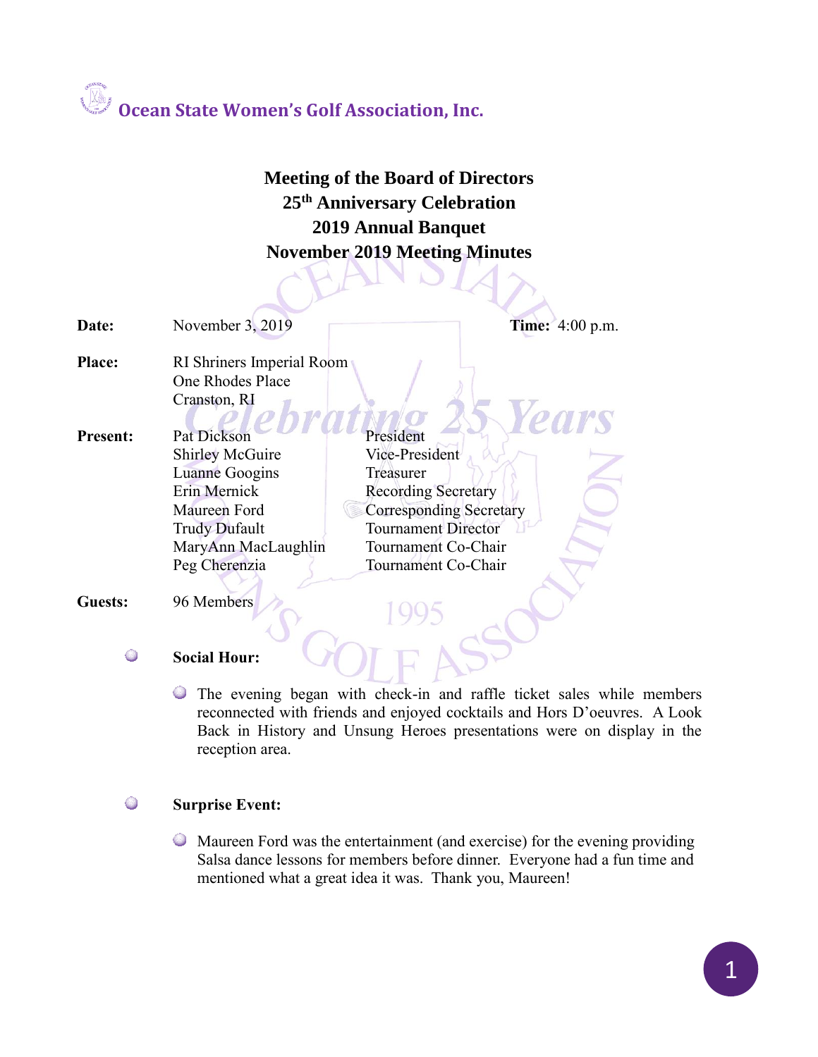# Ocean State Women's Golf Association, Inc.

## Meeting of the Board of Directors
## 25th Anniversary Celebration
## 2019 Annual Banquet
## November 2019 Meeting Minutes

**Date:** November 3, 2019 **Time:** 4:00 p.m.

**Place:** RI Shriners Imperial Room
One Rhodes Place
Cranston, RI

**Present:**

| | |
|---|---|
| Pat Dickson | President |
| Shirley McGuire | Vice-President |
| Luanne Googins | Treasurer |
| Erin Mernick | Recording Secretary |
| Maureen Ford | Corresponding Secretary |
| Trudy Dufault | Tournament Director |
| MaryAnn MacLaughlin | Tournament Co-Chair |
| Peg Cherenzia | Tournament Co-Chair |

**Guests:** 96 Members

- **Social Hour:**
  - The evening began with check-in and raffle ticket sales while members reconnected with friends and enjoyed cocktails and Hors D'oeuvres. A Look Back in History and Unsung Heroes presentations were on display in the reception area.

- **Surprise Event:**
  - Maureen Ford was the entertainment (and exercise) for the evening providing Salsa dance lessons for members before dinner. Everyone had a fun time and mentioned what a great idea it was. Thank you, Maureen!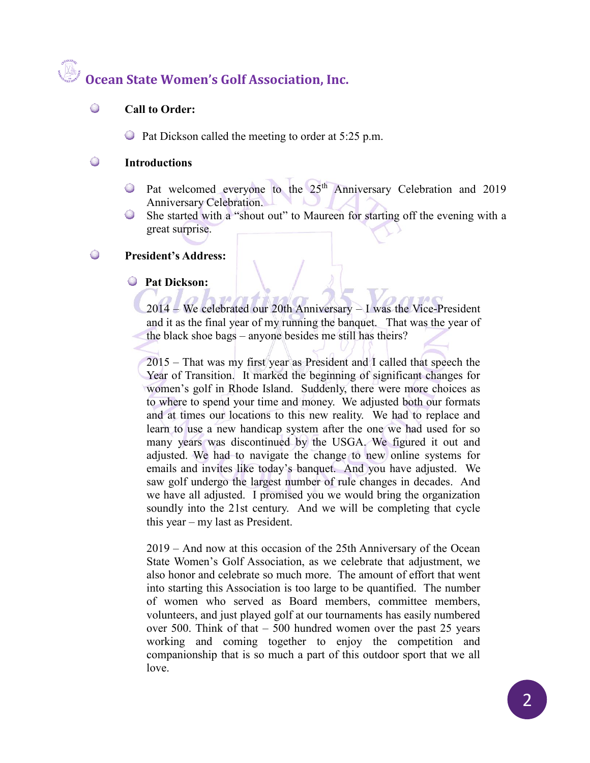# Ocean State Women's Golf Association, Inc.

- **Call to Order:**
  - Pat Dickson called the meeting to order at 5:25 p.m.

- **Introductions**
  - Pat welcomed everyone to the 25th Anniversary Celebration and 2019 Anniversary Celebration.
  - She started with a "shout out" to Maureen for starting off the evening with a great surprise.

- **President's Address:**
  - **Pat Dickson:**

    2014 – We celebrated our 20th Anniversary – I was the Vice-President and it as the final year of my running the banquet. That was the year of the black shoe bags – anyone besides me still has theirs?

    2015 – That was my first year as President and I called that speech the Year of Transition. It marked the beginning of significant changes for women's golf in Rhode Island. Suddenly, there were more choices as to where to spend your time and money. We adjusted both our formats and at times our locations to this new reality. We had to replace and learn to use a new handicap system after the one we had used for so many years was discontinued by the USGA. We figured it out and adjusted. We had to navigate the change to new online systems for emails and invites like today's banquet. And you have adjusted. We saw golf undergo the largest number of rule changes in decades. And we have all adjusted. I promised you we would bring the organization soundly into the 21st century. And we will be completing that cycle this year – my last as President.

    2019 – And now at this occasion of the 25th Anniversary of the Ocean State Women's Golf Association, as we celebrate that adjustment, we also honor and celebrate so much more. The amount of effort that went into starting this Association is too large to be quantified. The number of women who served as Board members, committee members, volunteers, and just played golf at our tournaments has easily numbered over 500. Think of that – 500 hundred women over the past 25 years working and coming together to enjoy the competition and companionship that is so much a part of this outdoor sport that we all love.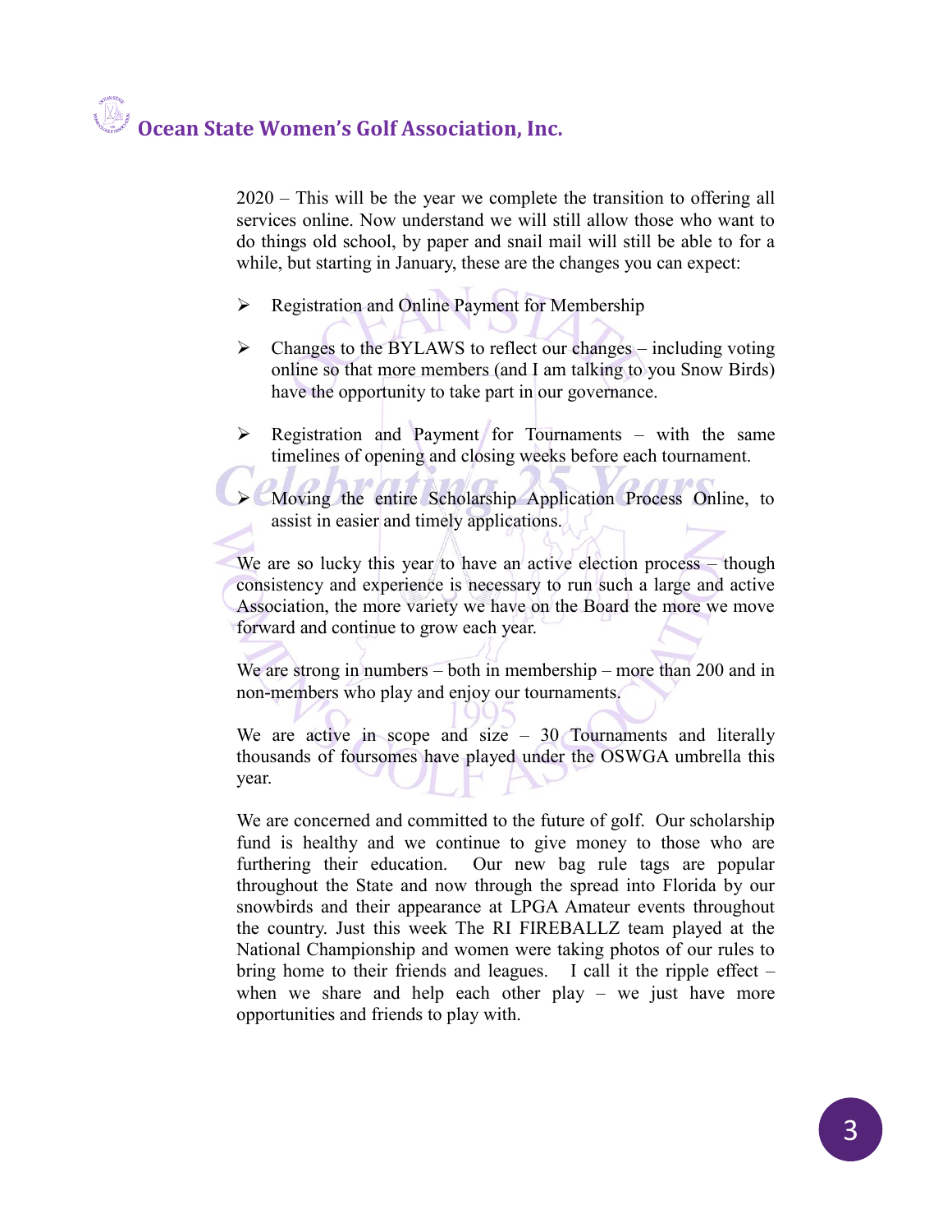2020 – This will be the year we complete the transition to offering all services online. Now understand we will still allow those who want to do things old school, by paper and snail mail will still be able to for a while, but starting in January, these are the changes you can expect:

- Registration and Online Payment for Membership
- Changes to the BYLAWS to reflect our changes – including voting online so that more members (and I am talking to you Snow Birds) have the opportunity to take part in our governance.
- Registration and Payment for Tournaments – with the same timelines of opening and closing weeks before each tournament.
- Moving the entire Scholarship Application Process Online, to assist in easier and timely applications.

We are so lucky this year to have an active election process – though consistency and experience is necessary to run such a large and active Association, the more variety we have on the Board the more we move forward and continue to grow each year.

We are strong in numbers – both in membership – more than 200 and in non-members who play and enjoy our tournaments.

We are active in scope and size – 30 Tournaments and literally thousands of foursomes have played under the OSWGA umbrella this year.

We are concerned and committed to the future of golf. Our scholarship fund is healthy and we continue to give money to those who are furthering their education. Our new bag rule tags are popular throughout the State and now through the spread into Florida by our snowbirds and their appearance at LPGA Amateur events throughout the country. Just this week The RI FIREBALLZ team played at the National Championship and women were taking photos of our rules to bring home to their friends and leagues. I call it the ripple effect – when we share and help each other play – we just have more opportunities and friends to play with.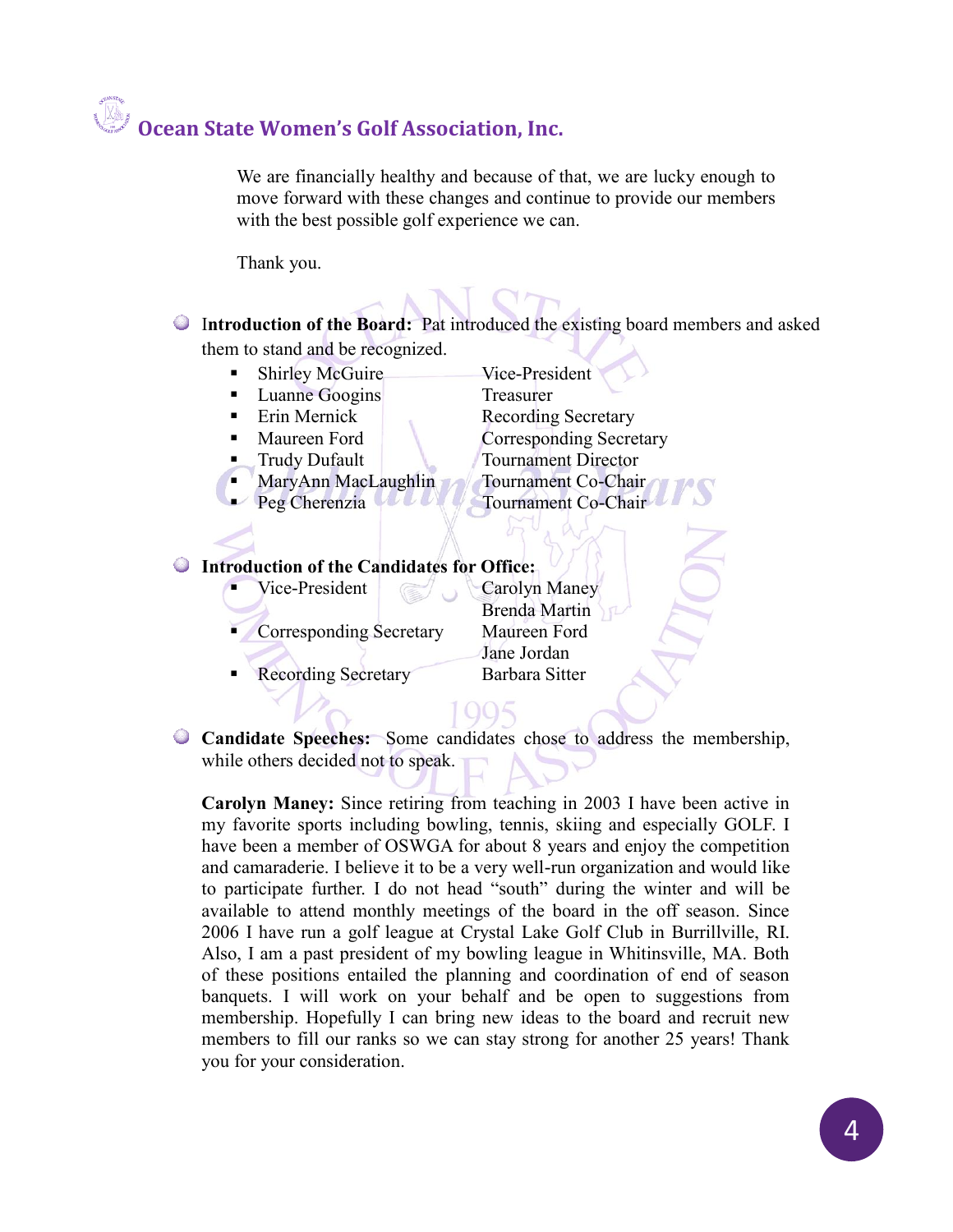We are financially healthy and because of that, we are lucky enough to move forward with these changes and continue to provide our members with the best possible golf experience we can.

Thank you.

- **Introduction of the Board:** Pat introduced the existing board members and asked them to stand and be recognized.
  - Shirley McGuire — Vice-President
  - Luanne Googins — Treasurer
  - Erin Mernick — Recording Secretary
  - Maureen Ford — Corresponding Secretary
  - Trudy Dufault — Tournament Director
  - MaryAnn MacLaughlin — Tournament Co-Chair
  - Peg Cherenzia — Tournament Co-Chair

- **Introduction of the Candidates for Office:**
  - Vice-President — Carolyn Maney, Brenda Martin
  - Corresponding Secretary — Maureen Ford, Jane Jordan
  - Recording Secretary — Barbara Sitter

- **Candidate Speeches:** Some candidates chose to address the membership, while others decided not to speak.

  **Carolyn Maney:** Since retiring from teaching in 2003 I have been active in my favorite sports including bowling, tennis, skiing and especially GOLF. I have been a member of OSWGA for about 8 years and enjoy the competition and camaraderie. I believe it to be a very well-run organization and would like to participate further. I do not head "south" during the winter and will be available to attend monthly meetings of the board in the off season. Since 2006 I have run a golf league at Crystal Lake Golf Club in Burrillville, RI. Also, I am a past president of my bowling league in Whitinsville, MA. Both of these positions entailed the planning and coordination of end of season banquets. I will work on your behalf and be open to suggestions from membership. Hopefully I can bring new ideas to the board and recruit new members to fill our ranks so we can stay strong for another 25 years! Thank you for your consideration.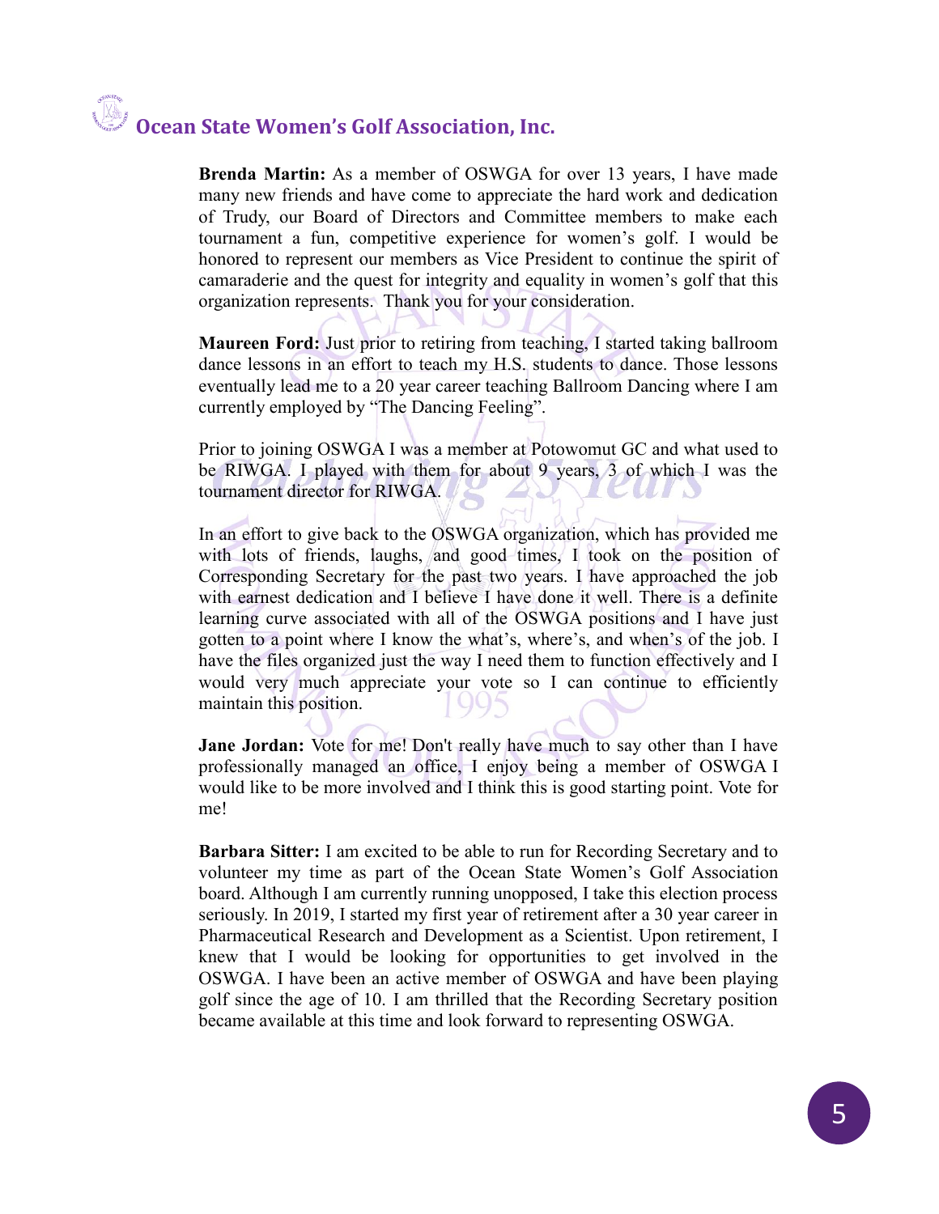**Brenda Martin:** As a member of OSWGA for over 13 years, I have made many new friends and have come to appreciate the hard work and dedication of Trudy, our Board of Directors and Committee members to make each tournament a fun, competitive experience for women's golf. I would be honored to represent our members as Vice President to continue the spirit of camaraderie and the quest for integrity and equality in women's golf that this organization represents. Thank you for your consideration.

**Maureen Ford:** Just prior to retiring from teaching, I started taking ballroom dance lessons in an effort to teach my H.S. students to dance. Those lessons eventually lead me to a 20 year career teaching Ballroom Dancing where I am currently employed by "The Dancing Feeling".

Prior to joining OSWGA I was a member at Potowomut GC and what used to be RIWGA. I played with them for about 9 years, 3 of which I was the tournament director for RIWGA.

In an effort to give back to the OSWGA organization, which has provided me with lots of friends, laughs, and good times, I took on the position of Corresponding Secretary for the past two years. I have approached the job with earnest dedication and I believe I have done it well. There is a definite learning curve associated with all of the OSWGA positions and I have just gotten to a point where I know the what's, where's, and when's of the job. I have the files organized just the way I need them to function effectively and I would very much appreciate your vote so I can continue to efficiently maintain this position.

**Jane Jordan:** Vote for me! Don't really have much to say other than I have professionally managed an office, I enjoy being a member of OSWGA I would like to be more involved and I think this is good starting point. Vote for me!

**Barbara Sitter:** I am excited to be able to run for Recording Secretary and to volunteer my time as part of the Ocean State Women's Golf Association board. Although I am currently running unopposed, I take this election process seriously. In 2019, I started my first year of retirement after a 30 year career in Pharmaceutical Research and Development as a Scientist. Upon retirement, I knew that I would be looking for opportunities to get involved in the OSWGA. I have been an active member of OSWGA and have been playing golf since the age of 10. I am thrilled that the Recording Secretary position became available at this time and look forward to representing OSWGA.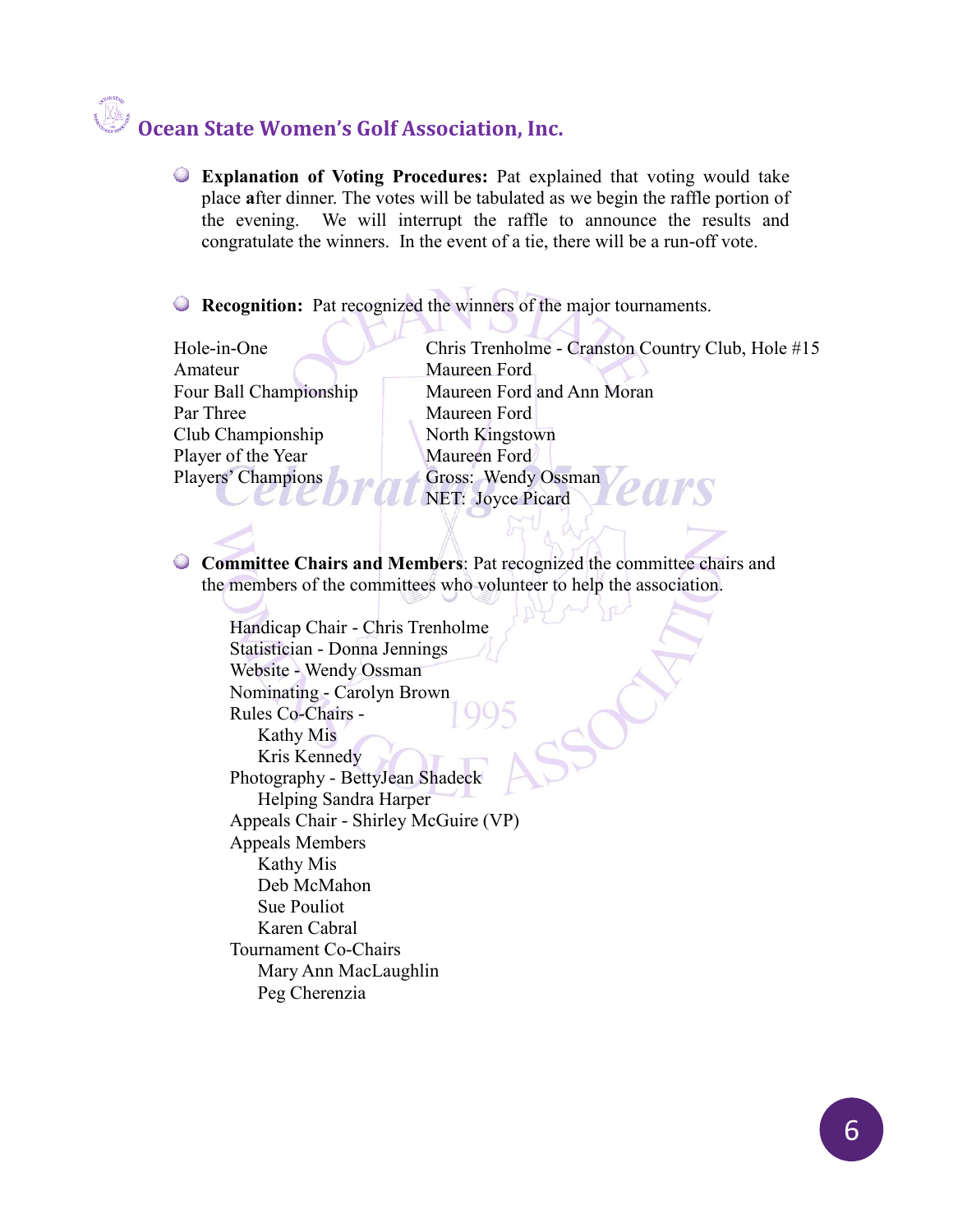## Ocean State Women's Golf Association, Inc.

- **Explanation of Voting Procedures:** Pat explained that voting would take place **a**fter dinner. The votes will be tabulated as we begin the raffle portion of the evening. We will interrupt the raffle to announce the results and congratulate the winners. In the event of a tie, there will be a run-off vote.

- **Recognition:** Pat recognized the winners of the major tournaments.

| | |
|---|---|
| Hole-in-One | Chris Trenholme - Cranston Country Club, Hole #15 |
| Amateur | Maureen Ford |
| Four Ball Championship | Maureen Ford and Ann Moran |
| Par Three | Maureen Ford |
| Club Championship | North Kingstown |
| Player of the Year | Maureen Ford |
| Players' Champions | Gross: Wendy Ossman<br>NET: Joyce Picard |

- **Committee Chairs and Members**: Pat recognized the committee chairs and the members of the committees who volunteer to help the association.

  - Handicap Chair - Chris Trenholme
  - Statistician - Donna Jennings
  - Website - Wendy Ossman
  - Nominating - Carolyn Brown
  - Rules Co-Chairs -
    - Kathy Mis
    - Kris Kennedy
  - Photography - BettyJean Shadeck
    - Helping Sandra Harper
  - Appeals Chair - Shirley McGuire (VP)
  - Appeals Members
    - Kathy Mis
    - Deb McMahon
    - Sue Pouliot
    - Karen Cabral
  - Tournament Co-Chairs
    - Mary Ann MacLaughlin
    - Peg Cherenzia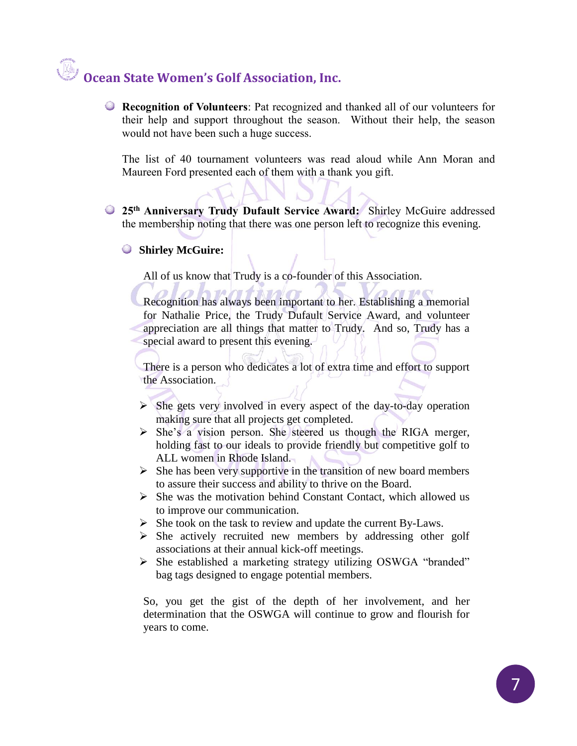- **Recognition of Volunteers**: Pat recognized and thanked all of our volunteers for their help and support throughout the season. Without their help, the season would not have been such a huge success.

  The list of 40 tournament volunteers was read aloud while Ann Moran and Maureen Ford presented each of them with a thank you gift.

- **25th Anniversary Trudy Dufault Service Award:** Shirley McGuire addressed the membership noting that there was one person left to recognize this evening.

  - **Shirley McGuire:**

    All of us know that Trudy is a co-founder of this Association.

    Recognition has always been important to her. Establishing a memorial for Nathalie Price, the Trudy Dufault Service Award, and volunteer appreciation are all things that matter to Trudy. And so, Trudy has a special award to present this evening.

    There is a person who dedicates a lot of extra time and effort to support the Association.

    - She gets very involved in every aspect of the day-to-day operation making sure that all projects get completed.
    - She's a vision person. She steered us though the RIGA merger, holding fast to our ideals to provide friendly but competitive golf to ALL women in Rhode Island.
    - She has been very supportive in the transition of new board members to assure their success and ability to thrive on the Board.
    - She was the motivation behind Constant Contact, which allowed us to improve our communication.
    - She took on the task to review and update the current By-Laws.
    - She actively recruited new members by addressing other golf associations at their annual kick-off meetings.
    - She established a marketing strategy utilizing OSWGA "branded" bag tags designed to engage potential members.

    So, you get the gist of the depth of her involvement, and her determination that the OSWGA will continue to grow and flourish for years to come.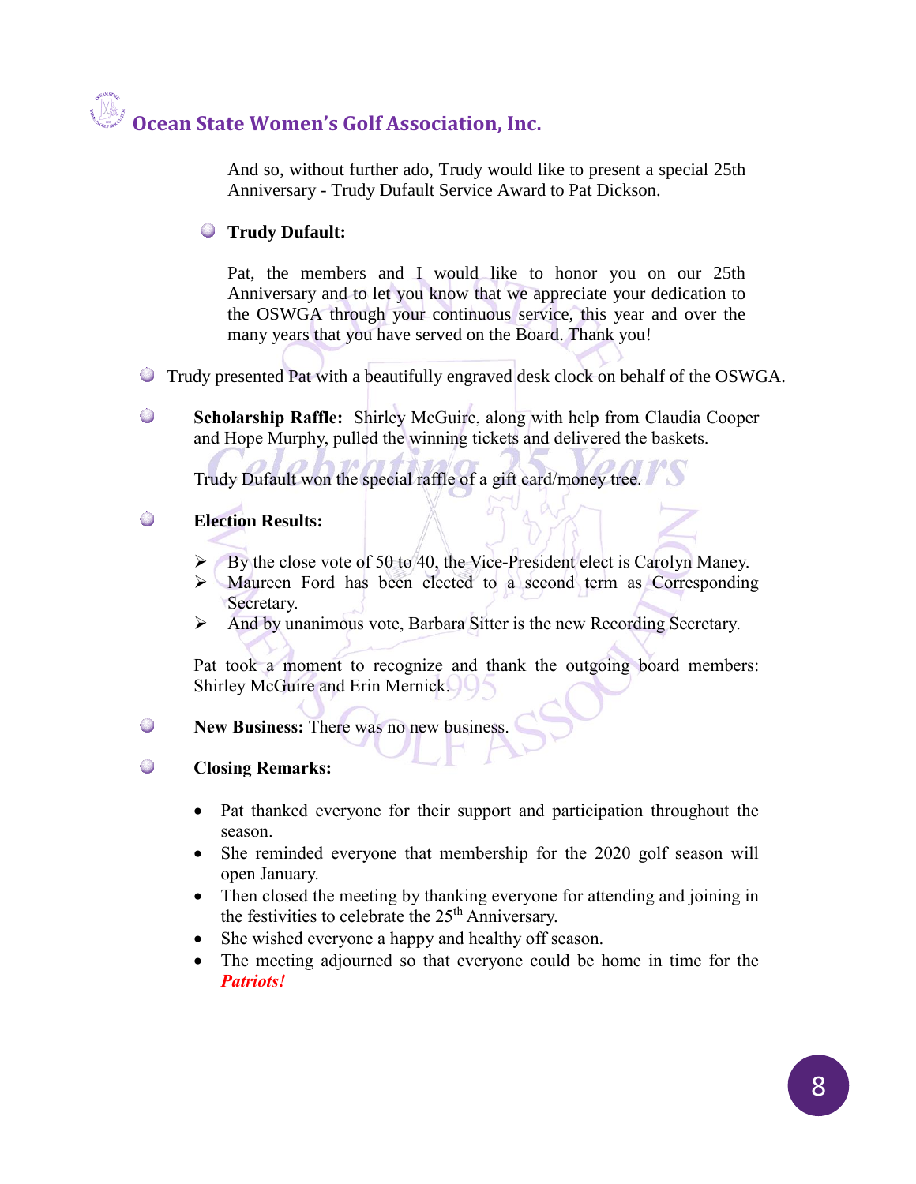And so, without further ado, Trudy would like to present a special 25th Anniversary - Trudy Dufault Service Award to Pat Dickson.

- **Trudy Dufault:**

  Pat, the members and I would like to honor you on our 25th Anniversary and to let you know that we appreciate your dedication to the OSWGA through your continuous service, this year and over the many years that you have served on the Board. Thank you!

- Trudy presented Pat with a beautifully engraved desk clock on behalf of the OSWGA.

- **Scholarship Raffle:** Shirley McGuire, along with help from Claudia Cooper and Hope Murphy, pulled the winning tickets and delivered the baskets.

  Trudy Dufault won the special raffle of a gift card/money tree.

- **Election Results:**

  - By the close vote of 50 to 40, the Vice-President elect is Carolyn Maney.
  - Maureen Ford has been elected to a second term as Corresponding Secretary.
  - And by unanimous vote, Barbara Sitter is the new Recording Secretary.

  Pat took a moment to recognize and thank the outgoing board members: Shirley McGuire and Erin Mernick.

- **New Business:** There was no new business.

- **Closing Remarks:**

  - Pat thanked everyone for their support and participation throughout the season.
  - She reminded everyone that membership for the 2020 golf season will open January.
  - Then closed the meeting by thanking everyone for attending and joining in the festivities to celebrate the 25th Anniversary.
  - She wished everyone a happy and healthy off season.
  - The meeting adjourned so that everyone could be home in time for the ***Patriots!***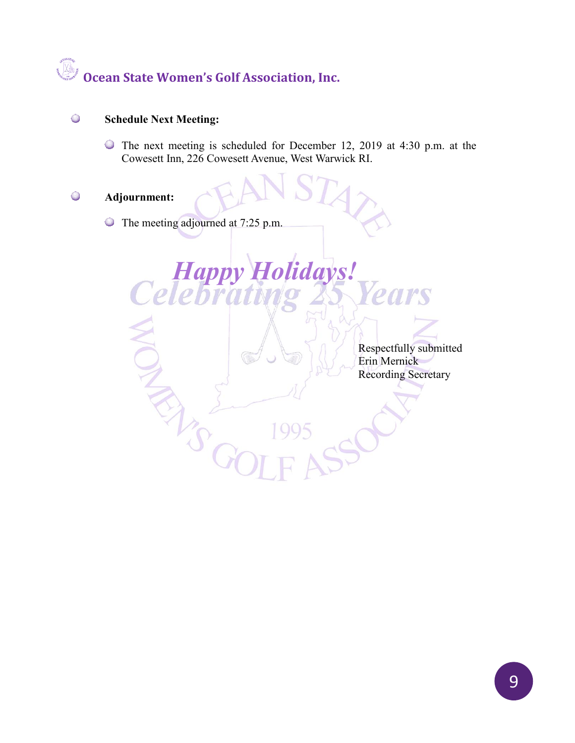- **Schedule Next Meeting:**
  - The next meeting is scheduled for December 12, 2019 at 4:30 p.m. at the Cowesett Inn, 226 Cowesett Avenue, West Warwick RI.

- **Adjournment:**
  - The meeting adjourned at 7:25 p.m.

***Happy Holidays!***

Respectfully submitted
Erin Mernick
Recording Secretary